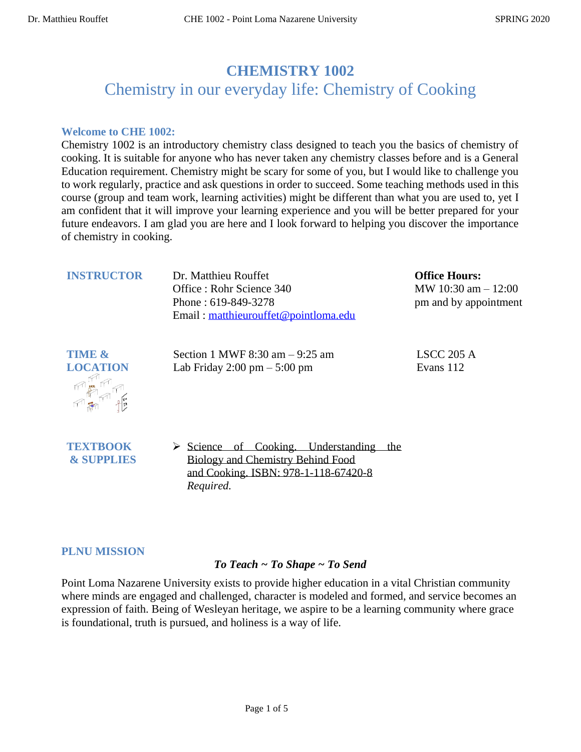# CHEMISTRY 1002

## Chemistry in our everyday life: Chemistry of Cooking

### Welcome to CHE 1002:

Chemistry 1002 is an introductory chemistry class designed to teach you the basics of chemistry of cooking. It is suitable for anyone who has never taken any chemistry classes before and is a General Education requirement. Chemistry might be scary for some of you, but I would like to challenge you to work regularly, practice and ask questions in order to succeed. Some teaching methods used in this course (group and team work, learning activities) might be different than what you are used to, yet I am confident that it will improve your learning experience and you will be better prepared for your future endeavors. I am glad you are here and I look forward to helping you discover the importance of chemistry in cooking.

| | | |
|---|---|---|
| **INSTRUCTOR** | Dr. Matthieu Rouffet<br>Office : Rohr Science 340<br>Phone : 619-849-3278<br>Email : matthieurouffet@pointloma.edu | **Office Hours:**<br>MW 10:30 am – 12:00 pm and by appointment |
| **TIME & LOCATION** | Section 1 MWF 8:30 am – 9:25 am<br>Lab Friday 2:00 pm – 5:00 pm | LSCC 205 A<br>Evans 112 |
| **TEXTBOOK & SUPPLIES** | ➢ Science of Cooking. Understanding the Biology and Chemistry Behind Food and Cooking. ISBN: 978-1-118-67420-8 *Required.* | |

### PLNU MISSION

***To Teach ~ To Shape ~ To Send***

Point Loma Nazarene University exists to provide higher education in a vital Christian community where minds are engaged and challenged, character is modeled and formed, and service becomes an expression of faith. Being of Wesleyan heritage, we aspire to be a learning community where grace is foundational, truth is pursued, and holiness is a way of life.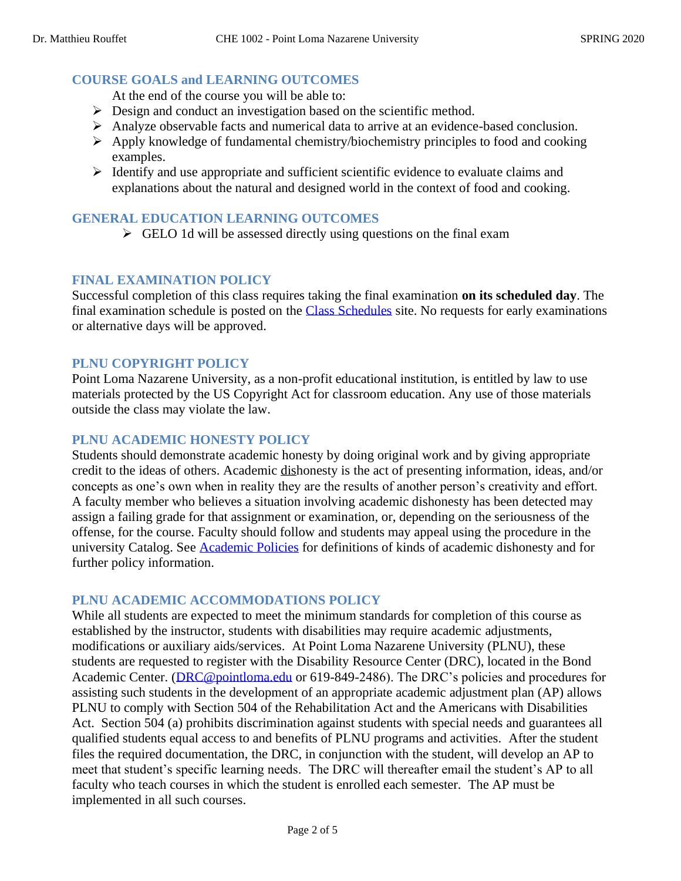## COURSE GOALS and LEARNING OUTCOMES

At the end of the course you will be able to:

- Design and conduct an investigation based on the scientific method.
- Analyze observable facts and numerical data to arrive at an evidence-based conclusion.
- Apply knowledge of fundamental chemistry/biochemistry principles to food and cooking examples.
- Identify and use appropriate and sufficient scientific evidence to evaluate claims and explanations about the natural and designed world in the context of food and cooking.

## GENERAL EDUCATION LEARNING OUTCOMES

- GELO 1d will be assessed directly using questions on the final exam

## FINAL EXAMINATION POLICY

Successful completion of this class requires taking the final examination **on its scheduled day**. The final examination schedule is posted on the [Class Schedules] site. No requests for early examinations or alternative days will be approved.

## PLNU COPYRIGHT POLICY

Point Loma Nazarene University, as a non-profit educational institution, is entitled by law to use materials protected by the US Copyright Act for classroom education. Any use of those materials outside the class may violate the law.

## PLNU ACADEMIC HONESTY POLICY

Students should demonstrate academic honesty by doing original work and by giving appropriate credit to the ideas of others. Academic dishonesty is the act of presenting information, ideas, and/or concepts as one's own when in reality they are the results of another person's creativity and effort. A faculty member who believes a situation involving academic dishonesty has been detected may assign a failing grade for that assignment or examination, or, depending on the seriousness of the offense, for the course. Faculty should follow and students may appeal using the procedure in the university Catalog. See [Academic Policies] for definitions of kinds of academic dishonesty and for further policy information.

## PLNU ACADEMIC ACCOMMODATIONS POLICY

While all students are expected to meet the minimum standards for completion of this course as established by the instructor, students with disabilities may require academic adjustments, modifications or auxiliary aids/services. At Point Loma Nazarene University (PLNU), these students are requested to register with the Disability Resource Center (DRC), located in the Bond Academic Center. (DRC@pointloma.edu or 619-849-2486). The DRC's policies and procedures for assisting such students in the development of an appropriate academic adjustment plan (AP) allows PLNU to comply with Section 504 of the Rehabilitation Act and the Americans with Disabilities Act. Section 504 (a) prohibits discrimination against students with special needs and guarantees all qualified students equal access to and benefits of PLNU programs and activities. After the student files the required documentation, the DRC, in conjunction with the student, will develop an AP to meet that student's specific learning needs. The DRC will thereafter email the student's AP to all faculty who teach courses in which the student is enrolled each semester. The AP must be implemented in all such courses.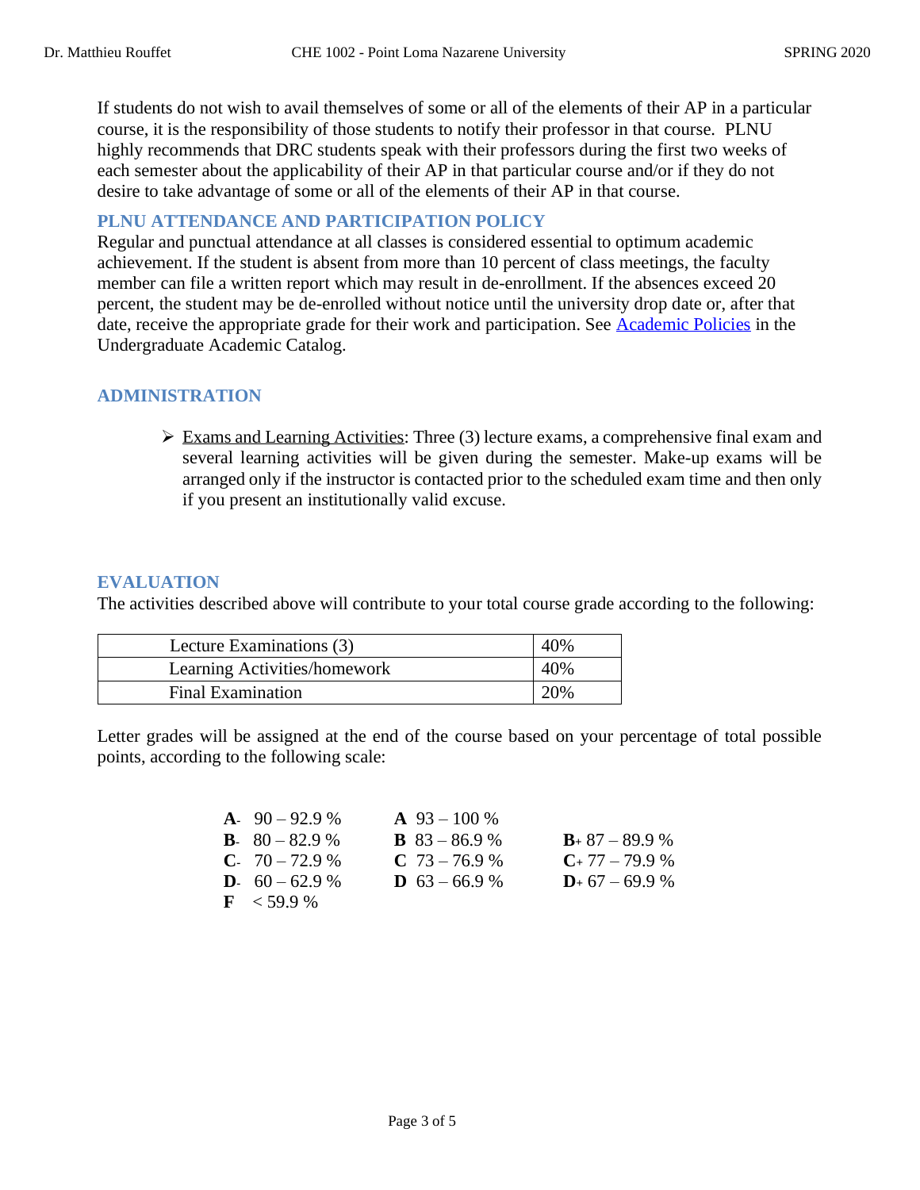If students do not wish to avail themselves of some or all of the elements of their AP in a particular course, it is the responsibility of those students to notify their professor in that course. PLNU highly recommends that DRC students speak with their professors during the first two weeks of each semester about the applicability of their AP in that particular course and/or if they do not desire to take advantage of some or all of the elements of their AP in that course.

## PLNU ATTENDANCE AND PARTICIPATION POLICY

Regular and punctual attendance at all classes is considered essential to optimum academic achievement. If the student is absent from more than 10 percent of class meetings, the faculty member can file a written report which may result in de-enrollment. If the absences exceed 20 percent, the student may be de-enrolled without notice until the university drop date or, after that date, receive the appropriate grade for their work and participation. See Academic Policies in the Undergraduate Academic Catalog.

## ADMINISTRATION

- Exams and Learning Activities: Three (3) lecture exams, a comprehensive final exam and several learning activities will be given during the semester. Make-up exams will be arranged only if the instructor is contacted prior to the scheduled exam time and then only if you present an institutionally valid excuse.

## EVALUATION

The activities described above will contribute to your total course grade according to the following:

| | |
|---|---|
| Lecture Examinations (3) | 40% |
| Learning Activities/homework | 40% |
| Final Examination | 20% |

Letter grades will be assigned at the end of the course based on your percentage of total possible points, according to the following scale:

| | | |
|---|---|---|
| **A-** 90 – 92.9 % | **A** 93 – 100 % | |
| **B-** 80 – 82.9 % | **B** 83 – 86.9 % | **B+** 87 – 89.9 % |
| **C-** 70 – 72.9 % | **C** 73 – 76.9 % | **C+** 77 – 79.9 % |
| **D-** 60 – 62.9 % | **D** 63 – 66.9 % | **D+** 67 – 69.9 % |
| **F** < 59.9 % | | |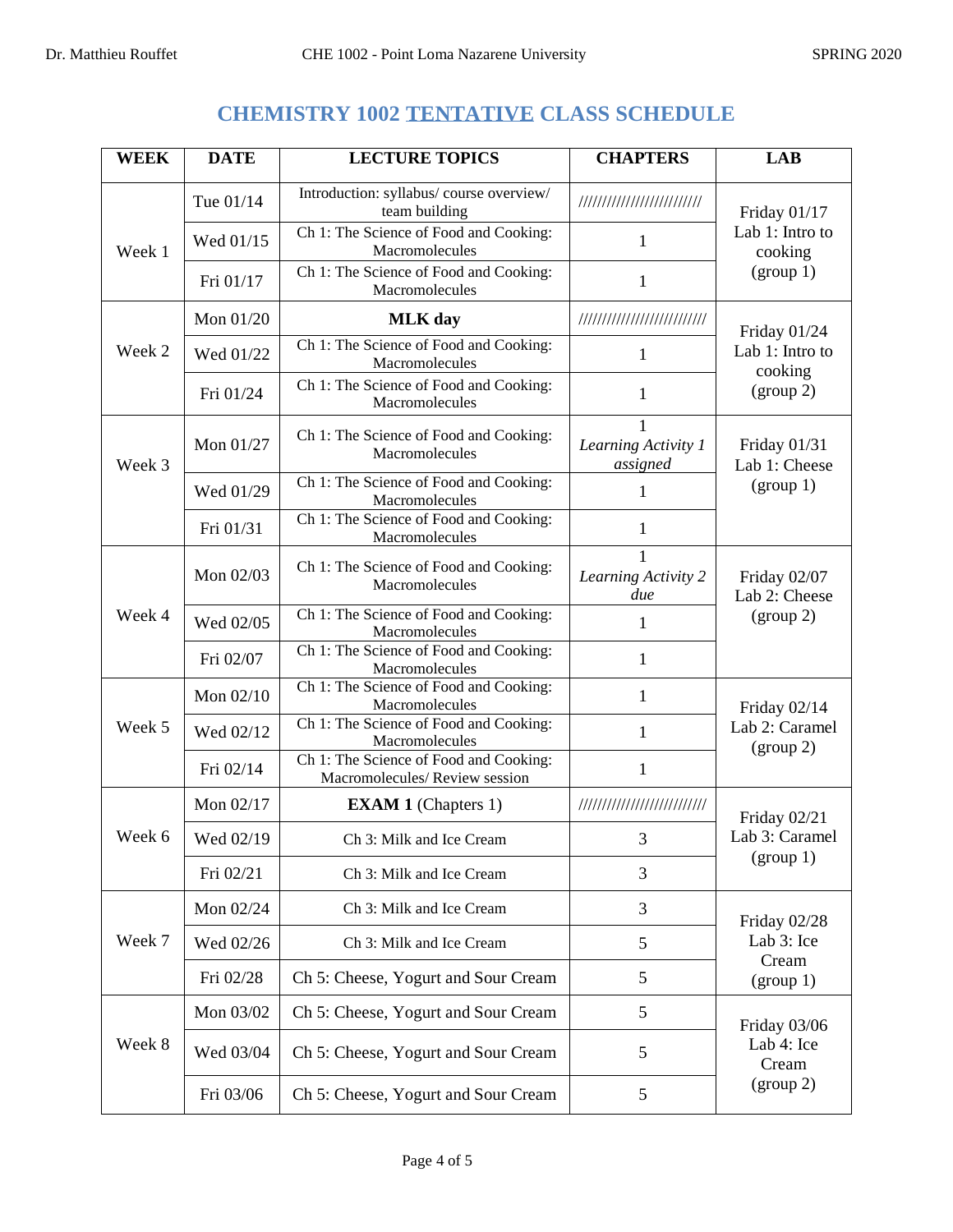# CHEMISTRY 1002 TENTATIVE CLASS SCHEDULE

| WEEK | DATE | LECTURE TOPICS | CHAPTERS | LAB |
|---|---|---|---|---|
| Week 1 | Tue 01/14 | Introduction: syllabus/ course overview/ team building | ///////////////////////// | Friday 01/17 Lab 1: Intro to cooking (group 1) |
| | Wed 01/15 | Ch 1: The Science of Food and Cooking: Macromolecules | 1 | |
| | Fri 01/17 | Ch 1: The Science of Food and Cooking: Macromolecules | 1 | |
| Week 2 | Mon 01/20 | **MLK day** | ///////////////////////// | Friday 01/24 Lab 1: Intro to cooking (group 2) |
| | Wed 01/22 | Ch 1: The Science of Food and Cooking: Macromolecules | 1 | |
| | Fri 01/24 | Ch 1: The Science of Food and Cooking: Macromolecules | 1 | |
| Week 3 | Mon 01/27 | Ch 1: The Science of Food and Cooking: Macromolecules | 1 *Learning Activity 1 assigned* | Friday 01/31 Lab 1: Cheese (group 1) |
| | Wed 01/29 | Ch 1: The Science of Food and Cooking: Macromolecules | 1 | |
| | Fri 01/31 | Ch 1: The Science of Food and Cooking: Macromolecules | 1 | |
| Week 4 | Mon 02/03 | Ch 1: The Science of Food and Cooking: Macromolecules | 1 *Learning Activity 2 due* | Friday 02/07 Lab 2: Cheese (group 2) |
| | Wed 02/05 | Ch 1: The Science of Food and Cooking: Macromolecules | 1 | |
| | Fri 02/07 | Ch 1: The Science of Food and Cooking: Macromolecules | 1 | |
| Week 5 | Mon 02/10 | Ch 1: The Science of Food and Cooking: Macromolecules | 1 | Friday 02/14 Lab 2: Caramel (group 2) |
| | Wed 02/12 | Ch 1: The Science of Food and Cooking: Macromolecules | 1 | |
| | Fri 02/14 | Ch 1: The Science of Food and Cooking: Macromolecules/ Review session | 1 | |
| Week 6 | Mon 02/17 | **EXAM 1** (Chapters 1) | ///////////////////////// | Friday 02/21 Lab 3: Caramel (group 1) |
| | Wed 02/19 | Ch 3: Milk and Ice Cream | 3 | |
| | Fri 02/21 | Ch 3: Milk and Ice Cream | 3 | |
| Week 7 | Mon 02/24 | Ch 3: Milk and Ice Cream | 3 | Friday 02/28 Lab 3: Ice Cream (group 1) |
| | Wed 02/26 | Ch 3: Milk and Ice Cream | 5 | |
| | Fri 02/28 | Ch 5: Cheese, Yogurt and Sour Cream | 5 | |
| Week 8 | Mon 03/02 | Ch 5: Cheese, Yogurt and Sour Cream | 5 | Friday 03/06 Lab 4: Ice Cream (group 2) |
| | Wed 03/04 | Ch 5: Cheese, Yogurt and Sour Cream | 5 | |
| | Fri 03/06 | Ch 5: Cheese, Yogurt and Sour Cream | 5 | |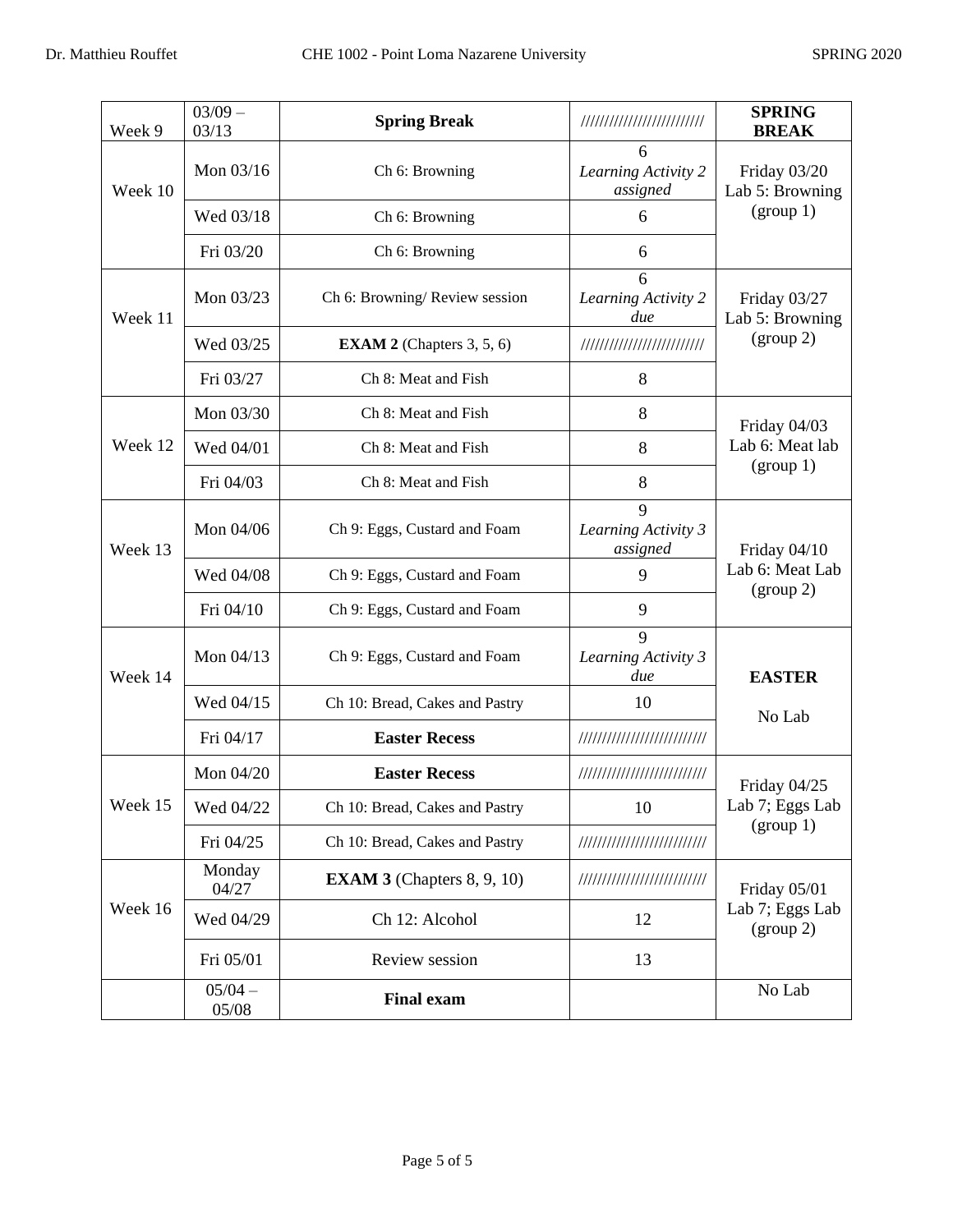| | | | | |
|---|---|---|---|---|
| Week 9 | 03/09 – 03/13 | **Spring Break** | ////////////////////////// | **SPRING BREAK** |
| Week 10 | Mon 03/16 | Ch 6: Browning | 6 *Learning Activity 2 assigned* | Friday 03/20 Lab 5: Browning (group 1) |
| | Wed 03/18 | Ch 6: Browning | 6 | |
| | Fri 03/20 | Ch 6: Browning | 6 | |
| Week 11 | Mon 03/23 | Ch 6: Browning/ Review session | 6 *Learning Activity 2 due* | Friday 03/27 Lab 5: Browning (group 2) |
| | Wed 03/25 | **EXAM 2** (Chapters 3, 5, 6) | ////////////////////////// | |
| | Fri 03/27 | Ch 8: Meat and Fish | 8 | |
| Week 12 | Mon 03/30 | Ch 8: Meat and Fish | 8 | Friday 04/03 Lab 6: Meat lab (group 1) |
| | Wed 04/01 | Ch 8: Meat and Fish | 8 | |
| | Fri 04/03 | Ch 8: Meat and Fish | 8 | |
| Week 13 | Mon 04/06 | Ch 9: Eggs, Custard and Foam | 9 *Learning Activity 3 assigned* | Friday 04/10 Lab 6: Meat Lab (group 2) |
| | Wed 04/08 | Ch 9: Eggs, Custard and Foam | 9 | |
| | Fri 04/10 | Ch 9: Eggs, Custard and Foam | 9 | |
| Week 14 | Mon 04/13 | Ch 9: Eggs, Custard and Foam | 9 *Learning Activity 3 due* | **EASTER** No Lab |
| | Wed 04/15 | Ch 10: Bread, Cakes and Pastry | 10 | |
| | Fri 04/17 | **Easter Recess** | ////////////////////////// | |
| Week 15 | Mon 04/20 | **Easter Recess** | ////////////////////////// | Friday 04/25 Lab 7; Eggs Lab (group 1) |
| | Wed 04/22 | Ch 10: Bread, Cakes and Pastry | 10 | |
| | Fri 04/25 | Ch 10: Bread, Cakes and Pastry | ////////////////////////// | |
| Week 16 | Monday 04/27 | **EXAM 3** (Chapters 8, 9, 10) | ////////////////////////// | Friday 05/01 Lab 7; Eggs Lab (group 2) |
| | Wed 04/29 | Ch 12: Alcohol | 12 | |
| | Fri 05/01 | Review session | 13 | |
| | 05/04 – 05/08 | **Final exam** | | No Lab |